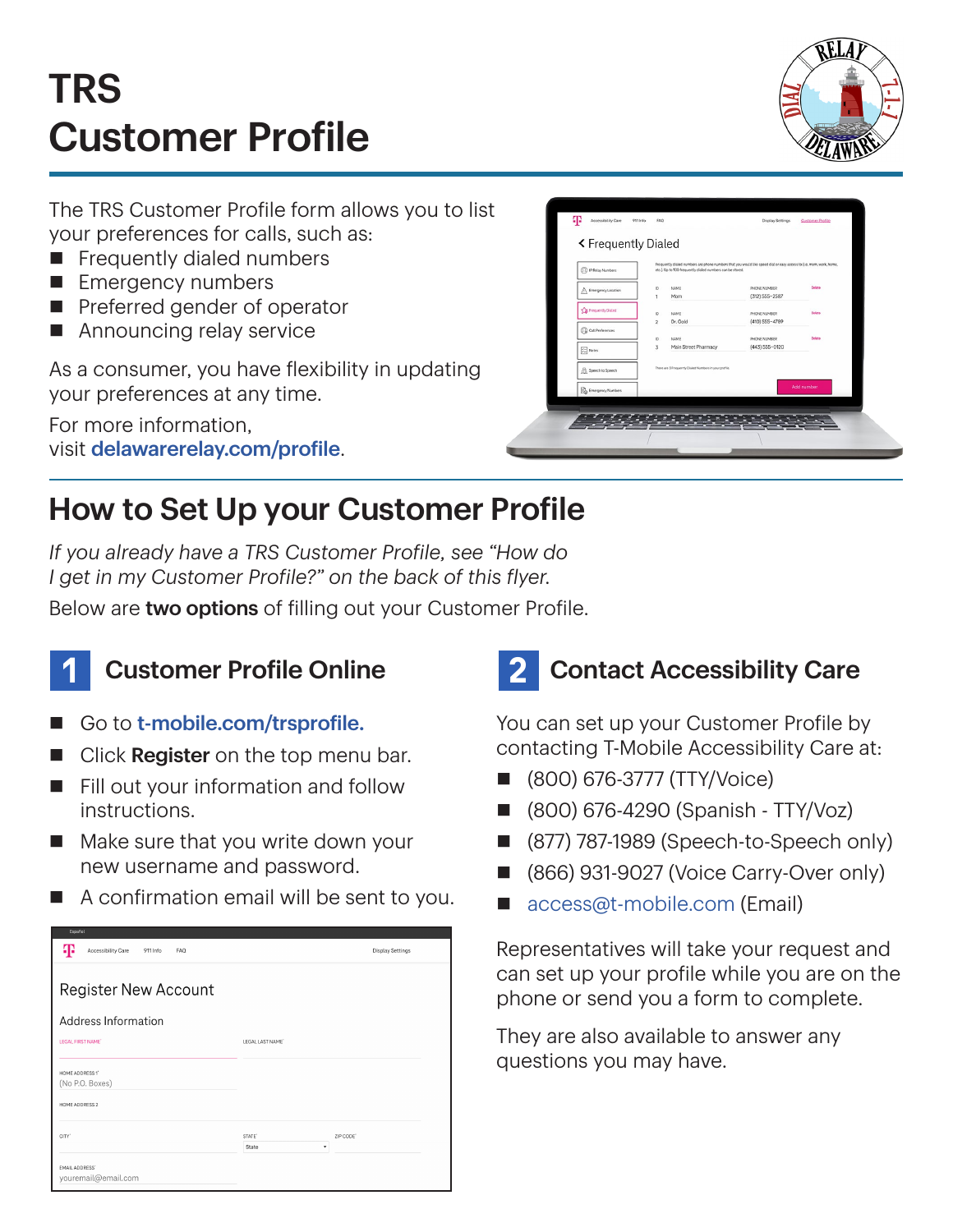# TRS Customer Profile

The TRS Customer Profile form allows you to list your preferences for calls, such as:

- Frequently dialed numbers
- Emergency numbers
- Preferred gender of operator
- Announcing relay service

As a consumer, you have flexibility in updating your preferences at any time.

For more information, visit **delawarerelay.com/profile**.

## How to Set Up your Customer Profile

*If you already have a TRS Customer Profile, see "How do I get in my Customer Profile?" on the back of this flyer.*

Below are **two options** of filling out your Customer Profile.

### 1 Customer Profile Online

- Go to **t-mobile.com/trsprofile.**
- Click **Register** on the top menu bar.
- Fill out your information and follow instructions.
- Make sure that you write down your new username and password.
- A confirmation email will be sent to you.

### 2 Contact Accessibility Care

You can set up your Customer Profile by contacting T-Mobile Accessibility Care at:

- (800) 676-3777 (TTY/Voice)
- (800) 676-4290 (Spanish - TTY/Voz)
- (877) 787-1989 (Speech-to-Speech only)
- (866) 931-9027 (Voice Carry-Over only)
- access@t-mobile.com (Email)

Representatives will take your request and can set up your profile while you are on the phone or send you a form to complete.

They are also available to answer any questions you may have.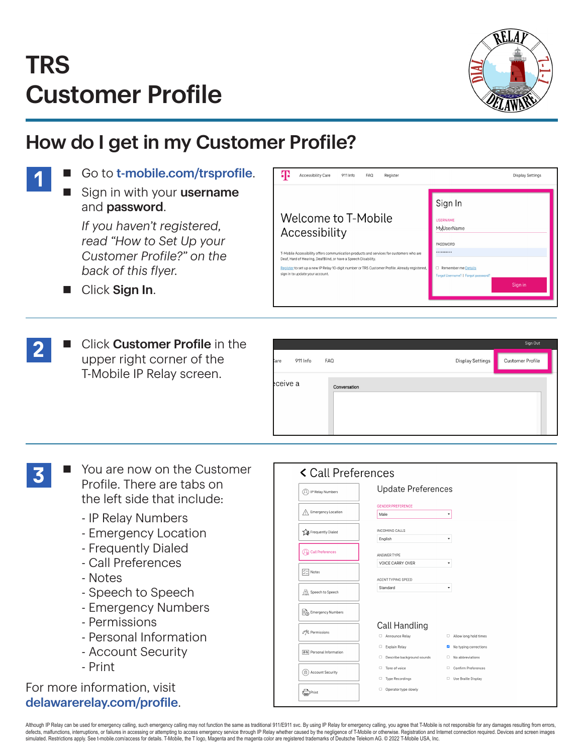# TRS Customer Profile

## How do I get in my Customer Profile?

**1**

- Go to t-mobile.com/trsprofile.
- Sign in with your **username** and **password**.

  *If you haven't registered, read "How to Set Up your Customer Profile?" on the back of this flyer.*
- Click **Sign In**.

**2**

- Click **Customer Profile** in the upper right corner of the T-Mobile IP Relay screen.

**3**

- You are now on the Customer Profile. There are tabs on the left side that include:

  - IP Relay Numbers
  - Emergency Location
  - Frequently Dialed
  - Call Preferences
  - Notes
  - Speech to Speech
  - Emergency Numbers
  - Permissions
  - Personal Information
  - Account Security
  - Print

For more information, visit delawarerelay.com/profile.

Although IP Relay can be used for emergency calling, such emergency calling may not function the same as traditional 911/E911 svc. By using IP Relay for emergency calling, you agree that T-Mobile is not responsible for any damages resulting from errors, defects, malfunctions, interruptions, or failures in accessing or attempting to access emergency service through IP Relay whether caused by the negligence of T-Mobile or otherwise. Registration and Internet connection required. Devices and screen images simulated. Restrictions apply. See t-mobile.com/access for details. T-Mobile, the T logo, Magenta and the magenta color are registered trademarks of Deutsche Telekom AG. © 2022 T-Mobile USA, Inc.